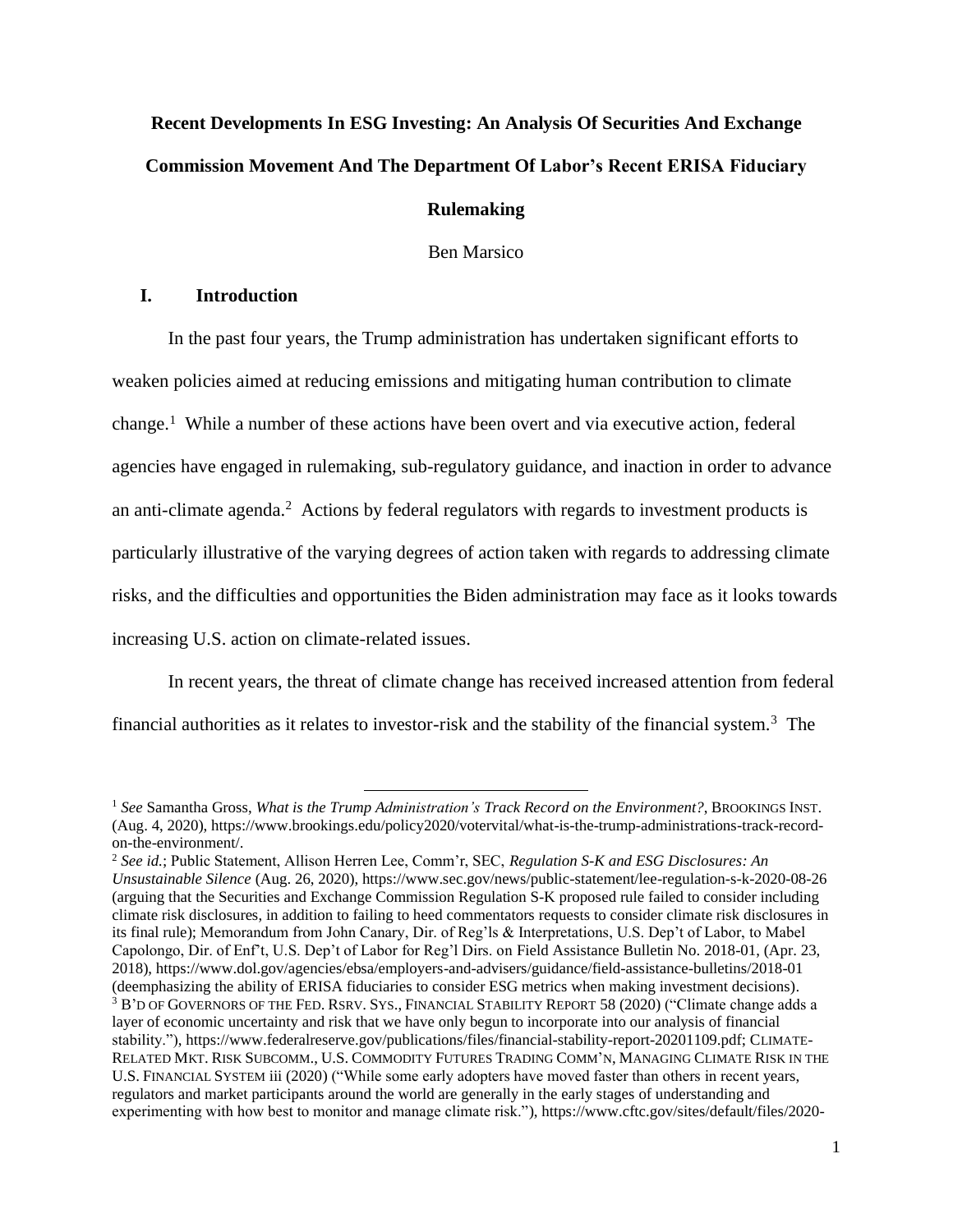# Recent Developments In ESG Investing: An Analysis Of Securities And Exchange Commission Movement And The Department Of Labor's Recent ERISA Fiduciary Rulemaking

Ben Marsico

## I. Introduction

In the past four years, the Trump administration has undertaken significant efforts to weaken policies aimed at reducing emissions and mitigating human contribution to climate change.[1] While a number of these actions have been overt and via executive action, federal agencies have engaged in rulemaking, sub-regulatory guidance, and inaction in order to advance an anti-climate agenda.[2] Actions by federal regulators with regards to investment products is particularly illustrative of the varying degrees of action taken with regards to addressing climate risks, and the difficulties and opportunities the Biden administration may face as it looks towards increasing U.S. action on climate-related issues.

In recent years, the threat of climate change has received increased attention from federal financial authorities as it relates to investor-risk and the stability of the financial system.[3] The

---

[1] *See* Samantha Gross, *What is the Trump Administration's Track Record on the Environment?*, BROOKINGS INST. (Aug. 4, 2020), https://www.brookings.edu/policy2020/votervital/what-is-the-trump-administrations-track-record-on-the-environment/.

[2] *See id.*; Public Statement, Allison Herren Lee, Comm'r, SEC, *Regulation S-K and ESG Disclosures: An Unsustainable Silence* (Aug. 26, 2020), https://www.sec.gov/news/public-statement/lee-regulation-s-k-2020-08-26 (arguing that the Securities and Exchange Commission Regulation S-K proposed rule failed to consider including climate risk disclosures, in addition to failing to heed commentators requests to consider climate risk disclosures in its final rule); Memorandum from John Canary, Dir. of Reg'ls & Interpretations, U.S. Dep't of Labor, to Mabel Capolongo, Dir. of Enf't, U.S. Dep't of Labor for Reg'l Dirs. on Field Assistance Bulletin No. 2018-01, (Apr. 23, 2018), https://www.dol.gov/agencies/ebsa/employers-and-advisers/guidance/field-assistance-bulletins/2018-01 (deemphasizing the ability of ERISA fiduciaries to consider ESG metrics when making investment decisions).

[3] B'D OF GOVERNORS OF THE FED. RSRV. SYS., FINANCIAL STABILITY REPORT 58 (2020) ("Climate change adds a layer of economic uncertainty and risk that we have only begun to incorporate into our analysis of financial stability."), https://www.federalreserve.gov/publications/files/financial-stability-report-20201109.pdf; CLIMATE-RELATED MKT. RISK SUBCOMM., U.S. COMMODITY FUTURES TRADING COMM'N, MANAGING CLIMATE RISK IN THE U.S. FINANCIAL SYSTEM iii (2020) ("While some early adopters have moved faster than others in recent years, regulators and market participants around the world are generally in the early stages of understanding and experimenting with how best to monitor and manage climate risk."), https://www.cftc.gov/sites/default/files/2020-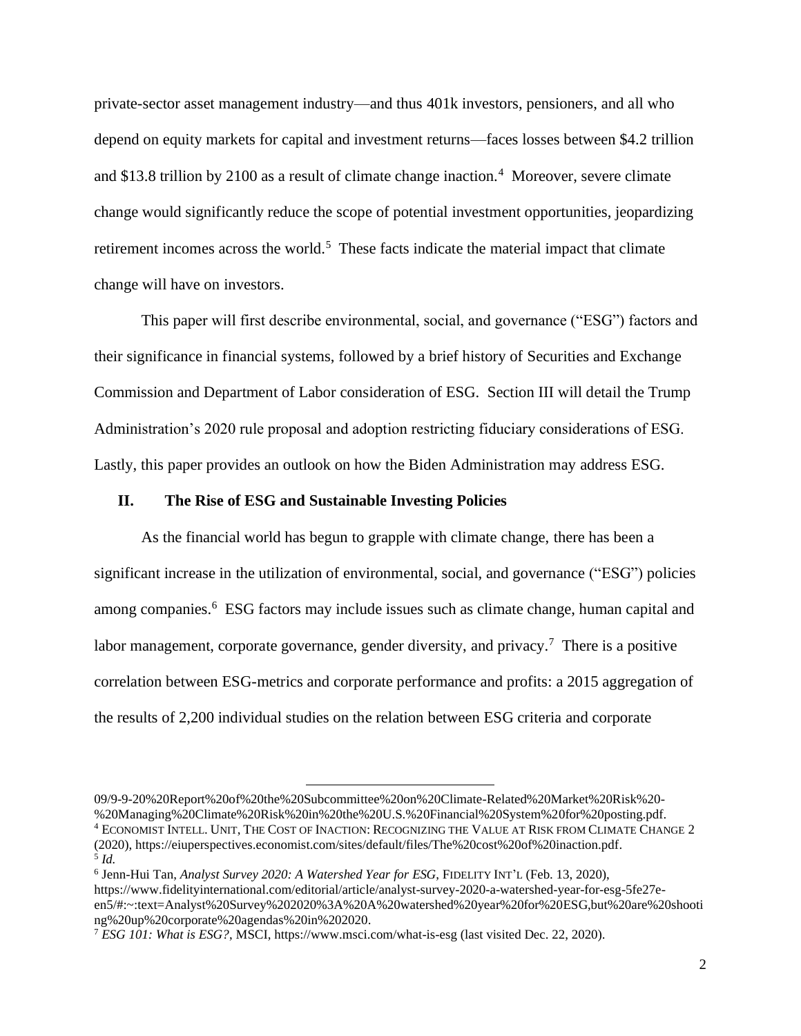private-sector asset management industry—and thus 401k investors, pensioners, and all who depend on equity markets for capital and investment returns—faces losses between $4.2 trillion and $13.8 trillion by 2100 as a result of climate change inaction.[4] Moreover, severe climate change would significantly reduce the scope of potential investment opportunities, jeopardizing retirement incomes across the world.[5] These facts indicate the material impact that climate change will have on investors.

This paper will first describe environmental, social, and governance ("ESG") factors and their significance in financial systems, followed by a brief history of Securities and Exchange Commission and Department of Labor consideration of ESG. Section III will detail the Trump Administration's 2020 rule proposal and adoption restricting fiduciary considerations of ESG. Lastly, this paper provides an outlook on how the Biden Administration may address ESG.

## II. The Rise of ESG and Sustainable Investing Policies

As the financial world has begun to grapple with climate change, there has been a significant increase in the utilization of environmental, social, and governance ("ESG") policies among companies.[6] ESG factors may include issues such as climate change, human capital and labor management, corporate governance, gender diversity, and privacy.[7] There is a positive correlation between ESG-metrics and corporate performance and profits: a 2015 aggregation of the results of 2,200 individual studies on the relation between ESG criteria and corporate

---

09/9-9-20%20Report%20of%20the%20Subcommittee%20on%20Climate-Related%20Market%20Risk%20-%20Managing%20Climate%20Risk%20in%20the%20U.S.%20Financial%20System%20for%20posting.pdf.

[4] ECONOMIST INTELL. UNIT, THE COST OF INACTION: RECOGNIZING THE VALUE AT RISK FROM CLIMATE CHANGE 2 (2020), https://eiuperspectives.economist.com/sites/default/files/The%20cost%20of%20inaction.pdf.

[5] *Id.*

[6] Jenn-Hui Tan, *Analyst Survey 2020: A Watershed Year for ESG*, FIDELITY INT'L (Feb. 13, 2020), https://www.fidelityinternational.com/editorial/article/analyst-survey-2020-a-watershed-year-for-esg-5fe27e-en5/#:~:text=Analyst%20Survey%202020%3A%20A%20watershed%20year%20for%20ESG,but%20are%20shooting%20up%20corporate%20agendas%20in%202020.

[7] *ESG 101: What is ESG?*, MSCI, https://www.msci.com/what-is-esg (last visited Dec. 22, 2020).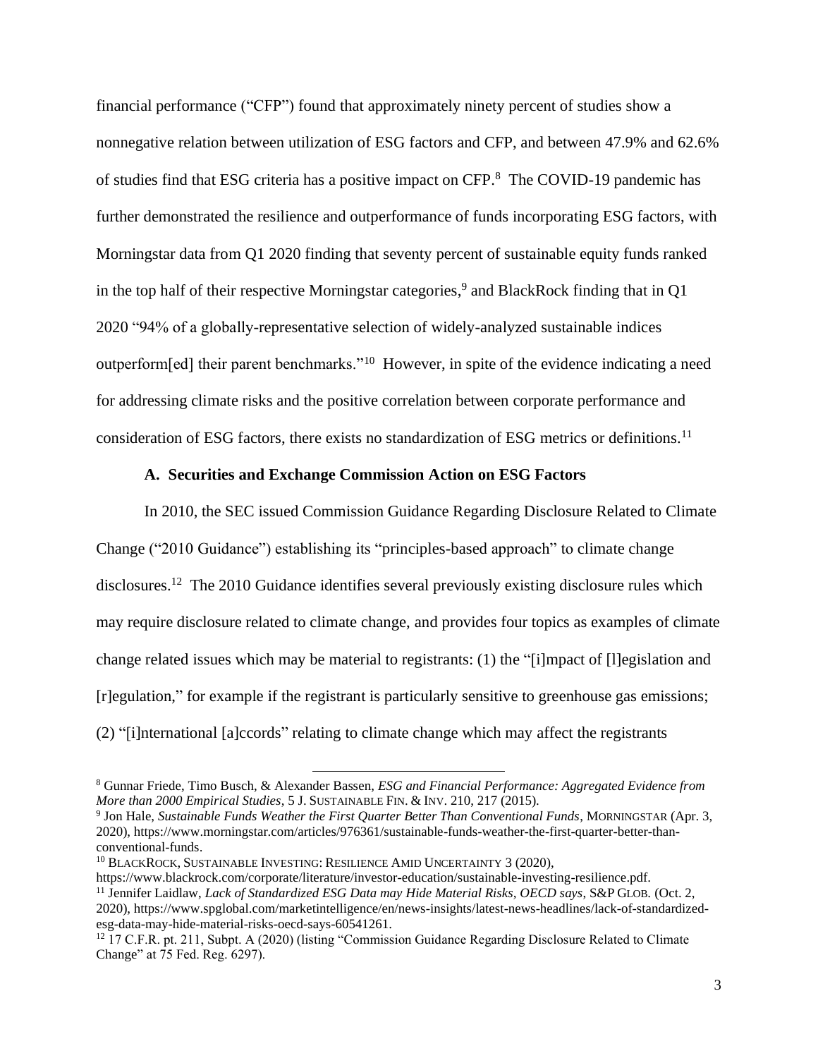financial performance ("CFP") found that approximately ninety percent of studies show a nonnegative relation between utilization of ESG factors and CFP, and between 47.9% and 62.6% of studies find that ESG criteria has a positive impact on CFP.[8] The COVID-19 pandemic has further demonstrated the resilience and outperformance of funds incorporating ESG factors, with Morningstar data from Q1 2020 finding that seventy percent of sustainable equity funds ranked in the top half of their respective Morningstar categories,[9] and BlackRock finding that in Q1 2020 "94% of a globally-representative selection of widely-analyzed sustainable indices outperform[ed] their parent benchmarks."[10] However, in spite of the evidence indicating a need for addressing climate risks and the positive correlation between corporate performance and consideration of ESG factors, there exists no standardization of ESG metrics or definitions.[11]

### A. Securities and Exchange Commission Action on ESG Factors

In 2010, the SEC issued Commission Guidance Regarding Disclosure Related to Climate Change ("2010 Guidance") establishing its "principles-based approach" to climate change disclosures.[12] The 2010 Guidance identifies several previously existing disclosure rules which may require disclosure related to climate change, and provides four topics as examples of climate change related issues which may be material to registrants: (1) the "[i]mpact of [l]egislation and [r]egulation," for example if the registrant is particularly sensitive to greenhouse gas emissions; (2) "[i]nternational [a]ccords" relating to climate change which may affect the registrants

---

[8] Gunnar Friede, Timo Busch, & Alexander Bassen, *ESG and Financial Performance: Aggregated Evidence from More than 2000 Empirical Studies*, 5 J. SUSTAINABLE FIN. & INV. 210, 217 (2015).

[9] Jon Hale, *Sustainable Funds Weather the First Quarter Better Than Conventional Funds*, MORNINGSTAR (Apr. 3, 2020), https://www.morningstar.com/articles/976361/sustainable-funds-weather-the-first-quarter-better-than-conventional-funds.

[10] BLACKROCK, SUSTAINABLE INVESTING: RESILIENCE AMID UNCERTAINTY 3 (2020), https://www.blackrock.com/corporate/literature/investor-education/sustainable-investing-resilience.pdf.

[11] Jennifer Laidlaw, *Lack of Standardized ESG Data may Hide Material Risks, OECD says*, S&P GLOB. (Oct. 2, 2020), https://www.spglobal.com/marketintelligence/en/news-insights/latest-news-headlines/lack-of-standardized-esg-data-may-hide-material-risks-oecd-says-60541261.

[12] 17 C.F.R. pt. 211, Subpt. A (2020) (listing "Commission Guidance Regarding Disclosure Related to Climate Change" at 75 Fed. Reg. 6297).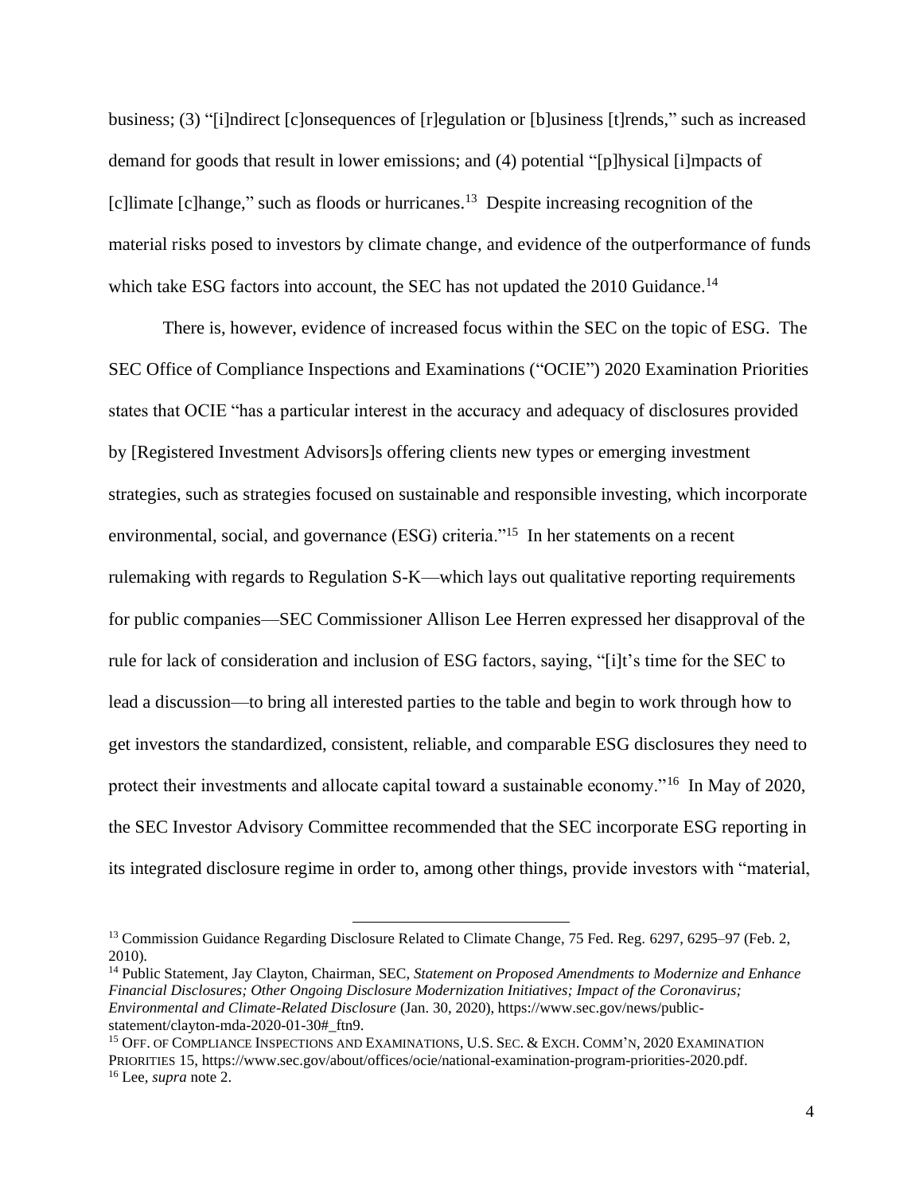business; (3) "[i]ndirect [c]onsequences of [r]egulation or [b]usiness [t]rends," such as increased demand for goods that result in lower emissions; and (4) potential "[p]hysical [i]mpacts of [c]limate [c]hange," such as floods or hurricanes.[13] Despite increasing recognition of the material risks posed to investors by climate change, and evidence of the outperformance of funds which take ESG factors into account, the SEC has not updated the 2010 Guidance.[14]

There is, however, evidence of increased focus within the SEC on the topic of ESG. The SEC Office of Compliance Inspections and Examinations ("OCIE") 2020 Examination Priorities states that OCIE "has a particular interest in the accuracy and adequacy of disclosures provided by [Registered Investment Advisors]s offering clients new types or emerging investment strategies, such as strategies focused on sustainable and responsible investing, which incorporate environmental, social, and governance (ESG) criteria."[15] In her statements on a recent rulemaking with regards to Regulation S-K—which lays out qualitative reporting requirements for public companies—SEC Commissioner Allison Lee Herren expressed her disapproval of the rule for lack of consideration and inclusion of ESG factors, saying, "[i]t's time for the SEC to lead a discussion—to bring all interested parties to the table and begin to work through how to get investors the standardized, consistent, reliable, and comparable ESG disclosures they need to protect their investments and allocate capital toward a sustainable economy."[16] In May of 2020, the SEC Investor Advisory Committee recommended that the SEC incorporate ESG reporting in its integrated disclosure regime in order to, among other things, provide investors with "material,

---

[13] Commission Guidance Regarding Disclosure Related to Climate Change, 75 Fed. Reg. 6297, 6295–97 (Feb. 2, 2010).

[14] Public Statement, Jay Clayton, Chairman, SEC, *Statement on Proposed Amendments to Modernize and Enhance Financial Disclosures; Other Ongoing Disclosure Modernization Initiatives; Impact of the Coronavirus; Environmental and Climate-Related Disclosure* (Jan. 30, 2020), https://www.sec.gov/news/public-statement/clayton-mda-2020-01-30#_ftn9.

[15] OFF. OF COMPLIANCE INSPECTIONS AND EXAMINATIONS, U.S. SEC. & EXCH. COMM'N, 2020 EXAMINATION PRIORITIES 15, https://www.sec.gov/about/offices/ocie/national-examination-program-priorities-2020.pdf.

[16] Lee, *supra* note 2.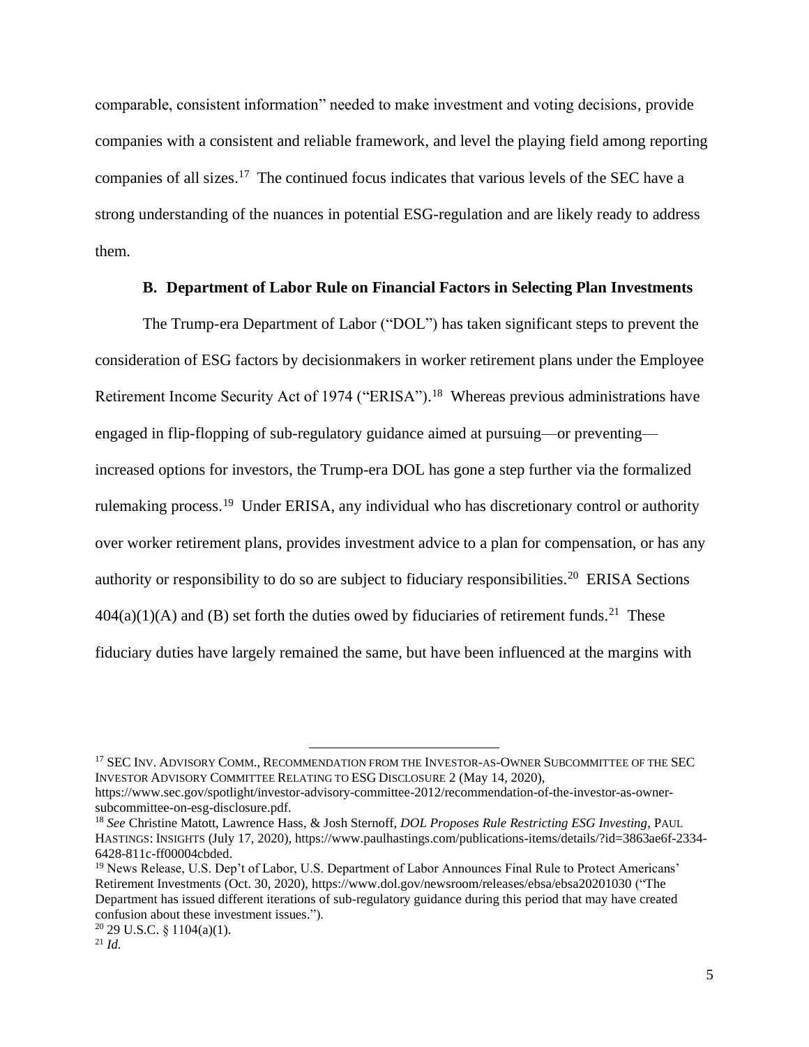comparable, consistent information" needed to make investment and voting decisions, provide companies with a consistent and reliable framework, and level the playing field among reporting companies of all sizes.[17] The continued focus indicates that various levels of the SEC have a strong understanding of the nuances in potential ESG-regulation and are likely ready to address them.

### B. Department of Labor Rule on Financial Factors in Selecting Plan Investments

The Trump-era Department of Labor ("DOL") has taken significant steps to prevent the consideration of ESG factors by decisionmakers in worker retirement plans under the Employee Retirement Income Security Act of 1974 ("ERISA").[18] Whereas previous administrations have engaged in flip-flopping of sub-regulatory guidance aimed at pursuing—or preventing—increased options for investors, the Trump-era DOL has gone a step further via the formalized rulemaking process.[19] Under ERISA, any individual who has discretionary control or authority over worker retirement plans, provides investment advice to a plan for compensation, or has any authority or responsibility to do so are subject to fiduciary responsibilities.[20] ERISA Sections 404(a)(1)(A) and (B) set forth the duties owed by fiduciaries of retirement funds.[21] These fiduciary duties have largely remained the same, but have been influenced at the margins with

---

[17] SEC INV. ADVISORY COMM., RECOMMENDATION FROM THE INVESTOR-AS-OWNER SUBCOMMITTEE OF THE SEC INVESTOR ADVISORY COMMITTEE RELATING TO ESG DISCLOSURE 2 (May 14, 2020), https://www.sec.gov/spotlight/investor-advisory-committee-2012/recommendation-of-the-investor-as-owner-subcommittee-on-esg-disclosure.pdf.

[18] *See* Christine Matott, Lawrence Hass, & Josh Sternoff, *DOL Proposes Rule Restricting ESG Investing*, PAUL HASTINGS: INSIGHTS (July 17, 2020), https://www.paulhastings.com/publications-items/details/?id=3863ae6f-2334-6428-811c-ff00004cbded.

[19] News Release, U.S. Dep't of Labor, U.S. Department of Labor Announces Final Rule to Protect Americans' Retirement Investments (Oct. 30, 2020), https://www.dol.gov/newsroom/releases/ebsa/ebsa20201030 ("The Department has issued different iterations of sub-regulatory guidance during this period that may have created confusion about these investment issues.").

[20] 29 U.S.C. § 1104(a)(1).

[21] *Id.*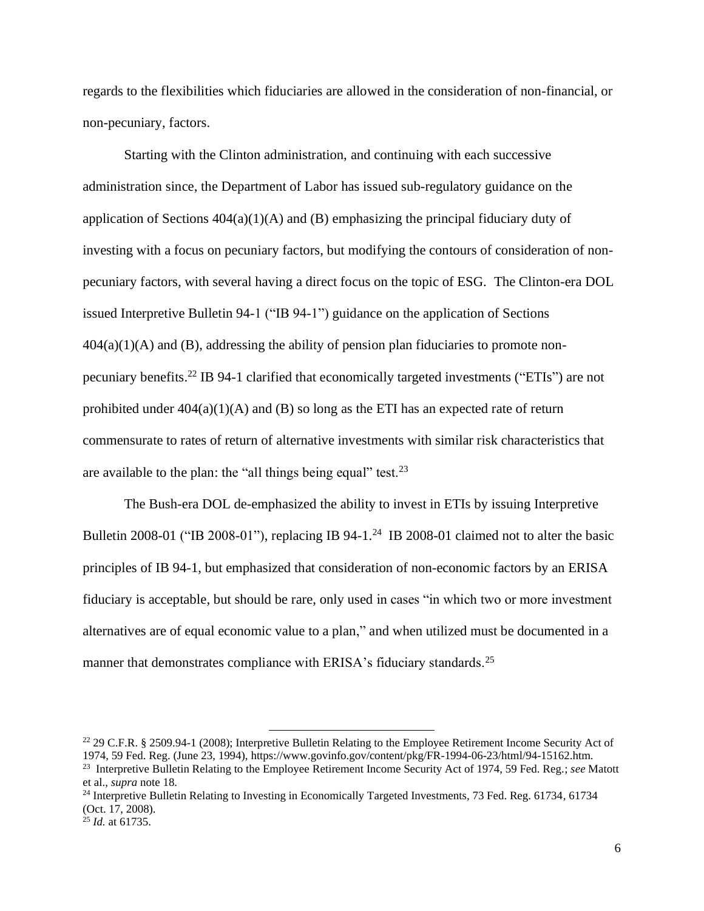regards to the flexibilities which fiduciaries are allowed in the consideration of non-financial, or non-pecuniary, factors.

Starting with the Clinton administration, and continuing with each successive administration since, the Department of Labor has issued sub-regulatory guidance on the application of Sections 404(a)(1)(A) and (B) emphasizing the principal fiduciary duty of investing with a focus on pecuniary factors, but modifying the contours of consideration of non-pecuniary factors, with several having a direct focus on the topic of ESG. The Clinton-era DOL issued Interpretive Bulletin 94-1 ("IB 94-1") guidance on the application of Sections 404(a)(1)(A) and (B), addressing the ability of pension plan fiduciaries to promote non-pecuniary benefits.[22] IB 94-1 clarified that economically targeted investments ("ETIs") are not prohibited under 404(a)(1)(A) and (B) so long as the ETI has an expected rate of return commensurate to rates of return of alternative investments with similar risk characteristics that are available to the plan: the "all things being equal" test.[23]

The Bush-era DOL de-emphasized the ability to invest in ETIs by issuing Interpretive Bulletin 2008-01 ("IB 2008-01"), replacing IB 94-1.[24] IB 2008-01 claimed not to alter the basic principles of IB 94-1, but emphasized that consideration of non-economic factors by an ERISA fiduciary is acceptable, but should be rare, only used in cases "in which two or more investment alternatives are of equal economic value to a plan," and when utilized must be documented in a manner that demonstrates compliance with ERISA's fiduciary standards.[25]

---

[22] 29 C.F.R. § 2509.94-1 (2008); Interpretive Bulletin Relating to the Employee Retirement Income Security Act of 1974, 59 Fed. Reg. (June 23, 1994), https://www.govinfo.gov/content/pkg/FR-1994-06-23/html/94-15162.htm.

[23] Interpretive Bulletin Relating to the Employee Retirement Income Security Act of 1974, 59 Fed. Reg.; *see* Matott et al., *supra* note 18.

[24] Interpretive Bulletin Relating to Investing in Economically Targeted Investments, 73 Fed. Reg. 61734, 61734 (Oct. 17, 2008).

[25] *Id.* at 61735.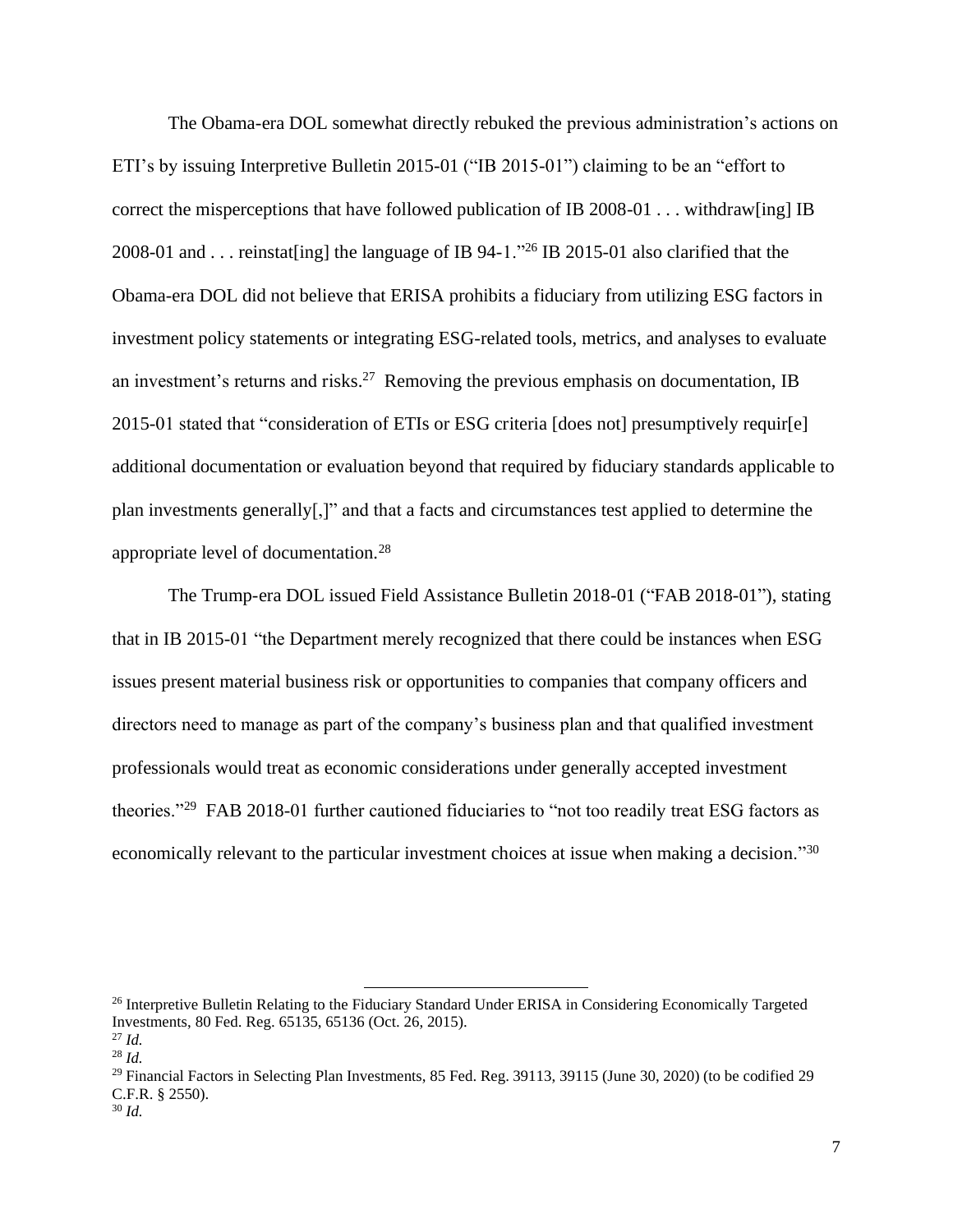The Obama-era DOL somewhat directly rebuked the previous administration's actions on ETI's by issuing Interpretive Bulletin 2015-01 ("IB 2015-01") claiming to be an "effort to correct the misperceptions that have followed publication of IB 2008-01 . . . withdraw[ing] IB 2008-01 and . . . reinstat[ing] the language of IB 94-1."[26] IB 2015-01 also clarified that the Obama-era DOL did not believe that ERISA prohibits a fiduciary from utilizing ESG factors in investment policy statements or integrating ESG-related tools, metrics, and analyses to evaluate an investment's returns and risks.[27] Removing the previous emphasis on documentation, IB 2015-01 stated that "consideration of ETIs or ESG criteria [does not] presumptively requir[e] additional documentation or evaluation beyond that required by fiduciary standards applicable to plan investments generally[,]" and that a facts and circumstances test applied to determine the appropriate level of documentation.[28]

The Trump-era DOL issued Field Assistance Bulletin 2018-01 ("FAB 2018-01"), stating that in IB 2015-01 "the Department merely recognized that there could be instances when ESG issues present material business risk or opportunities to companies that company officers and directors need to manage as part of the company's business plan and that qualified investment professionals would treat as economic considerations under generally accepted investment theories."[29] FAB 2018-01 further cautioned fiduciaries to "not too readily treat ESG factors as economically relevant to the particular investment choices at issue when making a decision."[30]

---

[26] Interpretive Bulletin Relating to the Fiduciary Standard Under ERISA in Considering Economically Targeted Investments, 80 Fed. Reg. 65135, 65136 (Oct. 26, 2015).

[27] *Id.*

[28] *Id.*

[29] Financial Factors in Selecting Plan Investments, 85 Fed. Reg. 39113, 39115 (June 30, 2020) (to be codified 29 C.F.R. § 2550).

[30] *Id.*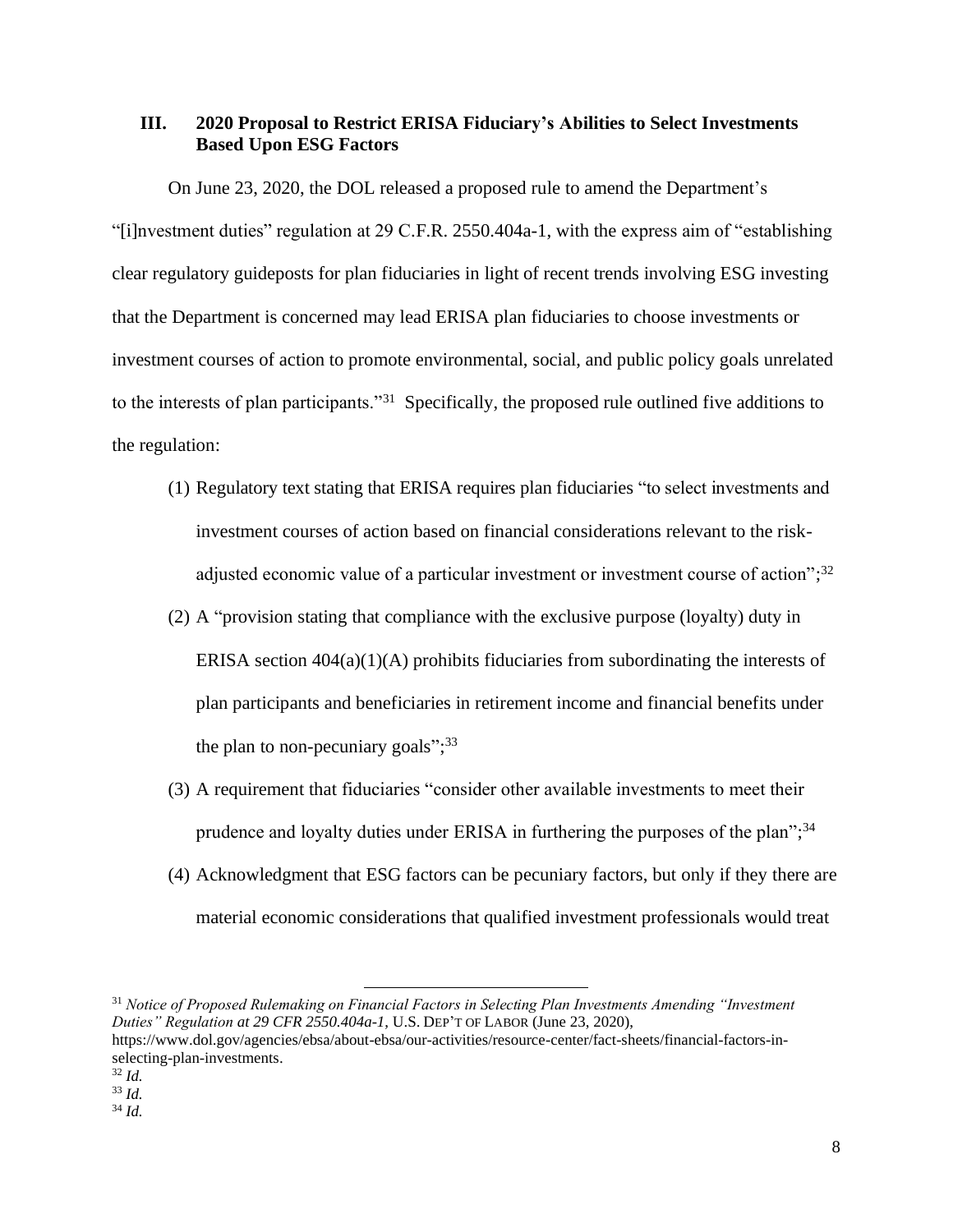### III. 2020 Proposal to Restrict ERISA Fiduciary's Abilities to Select Investments Based Upon ESG Factors

On June 23, 2020, the DOL released a proposed rule to amend the Department's "[i]nvestment duties" regulation at 29 C.F.R. 2550.404a-1, with the express aim of "establishing clear regulatory guideposts for plan fiduciaries in light of recent trends involving ESG investing that the Department is concerned may lead ERISA plan fiduciaries to choose investments or investment courses of action to promote environmental, social, and public policy goals unrelated to the interests of plan participants."[31] Specifically, the proposed rule outlined five additions to the regulation:

(1) Regulatory text stating that ERISA requires plan fiduciaries "to select investments and investment courses of action based on financial considerations relevant to the risk-adjusted economic value of a particular investment or investment course of action";[32]

(2) A "provision stating that compliance with the exclusive purpose (loyalty) duty in ERISA section 404(a)(1)(A) prohibits fiduciaries from subordinating the interests of plan participants and beneficiaries in retirement income and financial benefits under the plan to non-pecuniary goals";[33]

(3) A requirement that fiduciaries "consider other available investments to meet their prudence and loyalty duties under ERISA in furthering the purposes of the plan";[34]

(4) Acknowledgment that ESG factors can be pecuniary factors, but only if they there are material economic considerations that qualified investment professionals would treat

---

[31] *Notice of Proposed Rulemaking on Financial Factors in Selecting Plan Investments Amending "Investment Duties" Regulation at 29 CFR 2550.404a-1*, U.S. DEP'T OF LABOR (June 23, 2020), https://www.dol.gov/agencies/ebsa/about-ebsa/our-activities/resource-center/fact-sheets/financial-factors-in-selecting-plan-investments.

[32] *Id.*

[33] *Id.*

[34] *Id.*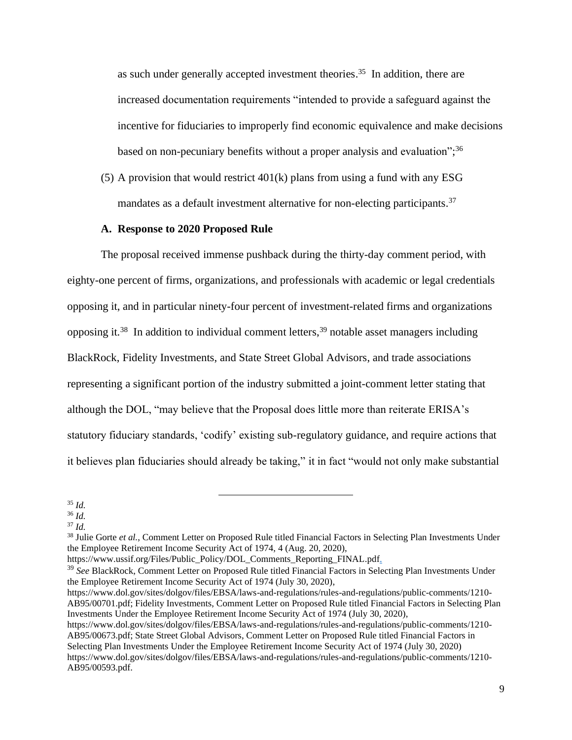as such under generally accepted investment theories.[35] In addition, there are increased documentation requirements "intended to provide a safeguard against the incentive for fiduciaries to improperly find economic equivalence and make decisions based on non-pecuniary benefits without a proper analysis and evaluation";[36]

(5) A provision that would restrict 401(k) plans from using a fund with any ESG mandates as a default investment alternative for non-electing participants.[37]

### A. Response to 2020 Proposed Rule

The proposal received immense pushback during the thirty-day comment period, with eighty-one percent of firms, organizations, and professionals with academic or legal credentials opposing it, and in particular ninety-four percent of investment-related firms and organizations opposing it.[38] In addition to individual comment letters,[39] notable asset managers including BlackRock, Fidelity Investments, and State Street Global Advisors, and trade associations representing a significant portion of the industry submitted a joint-comment letter stating that although the DOL, "may believe that the Proposal does little more than reiterate ERISA's statutory fiduciary standards, 'codify' existing sub-regulatory guidance, and require actions that it believes plan fiduciaries should already be taking," it in fact "would not only make substantial

---

[35] *Id.*

[36] *Id.*

[37] *Id.*

[38] Julie Gorte *et al.*, Comment Letter on Proposed Rule titled Financial Factors in Selecting Plan Investments Under the Employee Retirement Income Security Act of 1974, 4 (Aug. 20, 2020), https://www.ussif.org/Files/Public_Policy/DOL_Comments_Reporting_FINAL.pdf.

[39] *See* BlackRock, Comment Letter on Proposed Rule titled Financial Factors in Selecting Plan Investments Under the Employee Retirement Income Security Act of 1974 (July 30, 2020), https://www.dol.gov/sites/dolgov/files/EBSA/laws-and-regulations/rules-and-regulations/public-comments/1210-AB95/00701.pdf; Fidelity Investments, Comment Letter on Proposed Rule titled Financial Factors in Selecting Plan Investments Under the Employee Retirement Income Security Act of 1974 (July 30, 2020), https://www.dol.gov/sites/dolgov/files/EBSA/laws-and-regulations/rules-and-regulations/public-comments/1210-AB95/00673.pdf; State Street Global Advisors, Comment Letter on Proposed Rule titled Financial Factors in Selecting Plan Investments Under the Employee Retirement Income Security Act of 1974 (July 30, 2020) https://www.dol.gov/sites/dolgov/files/EBSA/laws-and-regulations/rules-and-regulations/public-comments/1210-AB95/00593.pdf.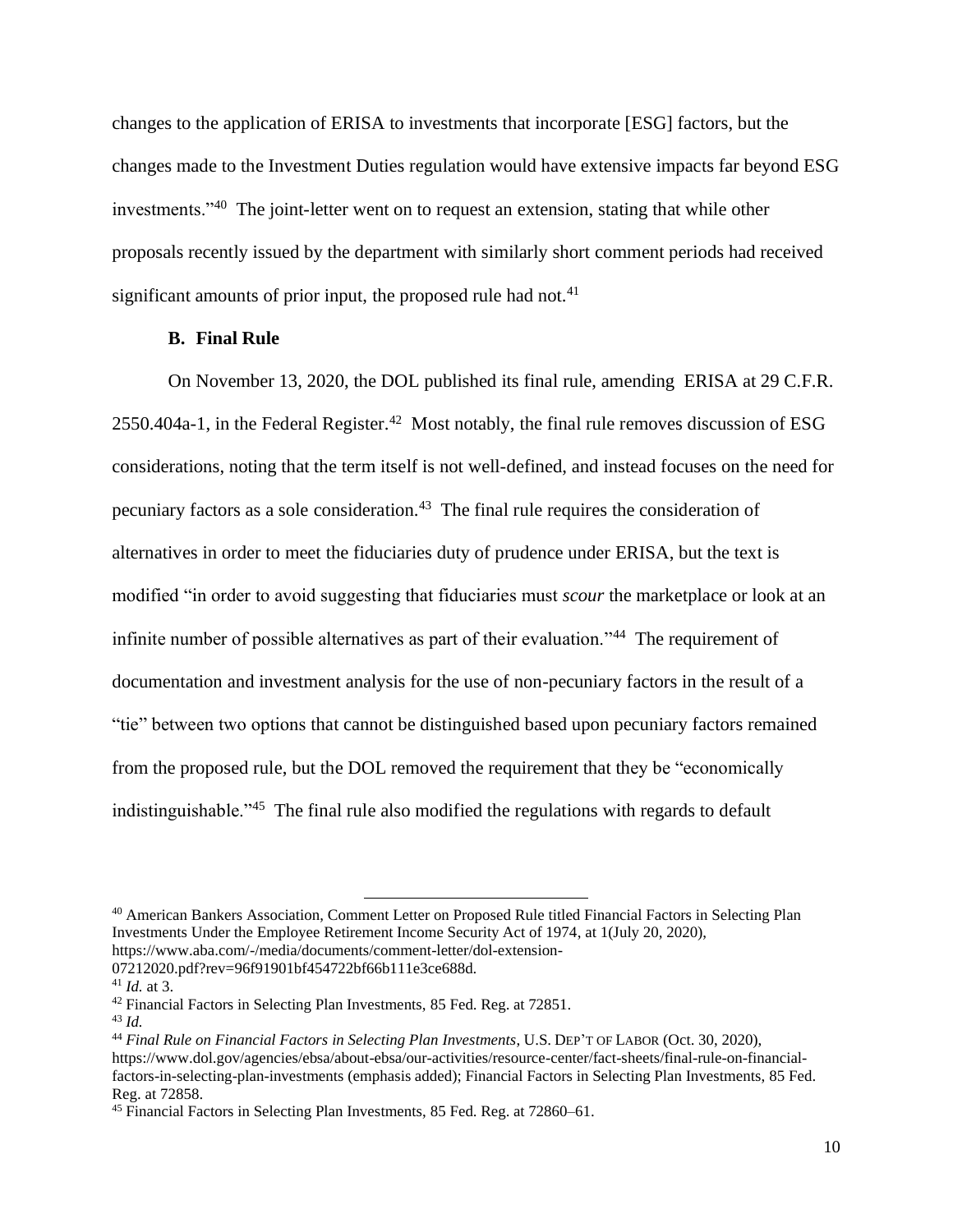changes to the application of ERISA to investments that incorporate [ESG] factors, but the changes made to the Investment Duties regulation would have extensive impacts far beyond ESG investments."[40] The joint-letter went on to request an extension, stating that while other proposals recently issued by the department with similarly short comment periods had received significant amounts of prior input, the proposed rule had not.[41]

### B. Final Rule

On November 13, 2020, the DOL published its final rule, amending ERISA at 29 C.F.R. 2550.404a-1, in the Federal Register.[42] Most notably, the final rule removes discussion of ESG considerations, noting that the term itself is not well-defined, and instead focuses on the need for pecuniary factors as a sole consideration.[43] The final rule requires the consideration of alternatives in order to meet the fiduciaries duty of prudence under ERISA, but the text is modified "in order to avoid suggesting that fiduciaries must *scour* the marketplace or look at an infinite number of possible alternatives as part of their evaluation."[44] The requirement of documentation and investment analysis for the use of non-pecuniary factors in the result of a "tie" between two options that cannot be distinguished based upon pecuniary factors remained from the proposed rule, but the DOL removed the requirement that they be "economically indistinguishable."[45] The final rule also modified the regulations with regards to default

---

[40] American Bankers Association, Comment Letter on Proposed Rule titled Financial Factors in Selecting Plan Investments Under the Employee Retirement Income Security Act of 1974, at 1(July 20, 2020), https://www.aba.com/-/media/documents/comment-letter/dol-extension-07212020.pdf?rev=96f91901bf454722bf66b111e3ce688d.

[41] *Id.* at 3.

[42] Financial Factors in Selecting Plan Investments, 85 Fed. Reg. at 72851.

[43] *Id.*

[44] *Final Rule on Financial Factors in Selecting Plan Investments*, U.S. DEP'T OF LABOR (Oct. 30, 2020), https://www.dol.gov/agencies/ebsa/about-ebsa/our-activities/resource-center/fact-sheets/final-rule-on-financial-factors-in-selecting-plan-investments (emphasis added); Financial Factors in Selecting Plan Investments, 85 Fed. Reg. at 72858.

[45] Financial Factors in Selecting Plan Investments, 85 Fed. Reg. at 72860–61.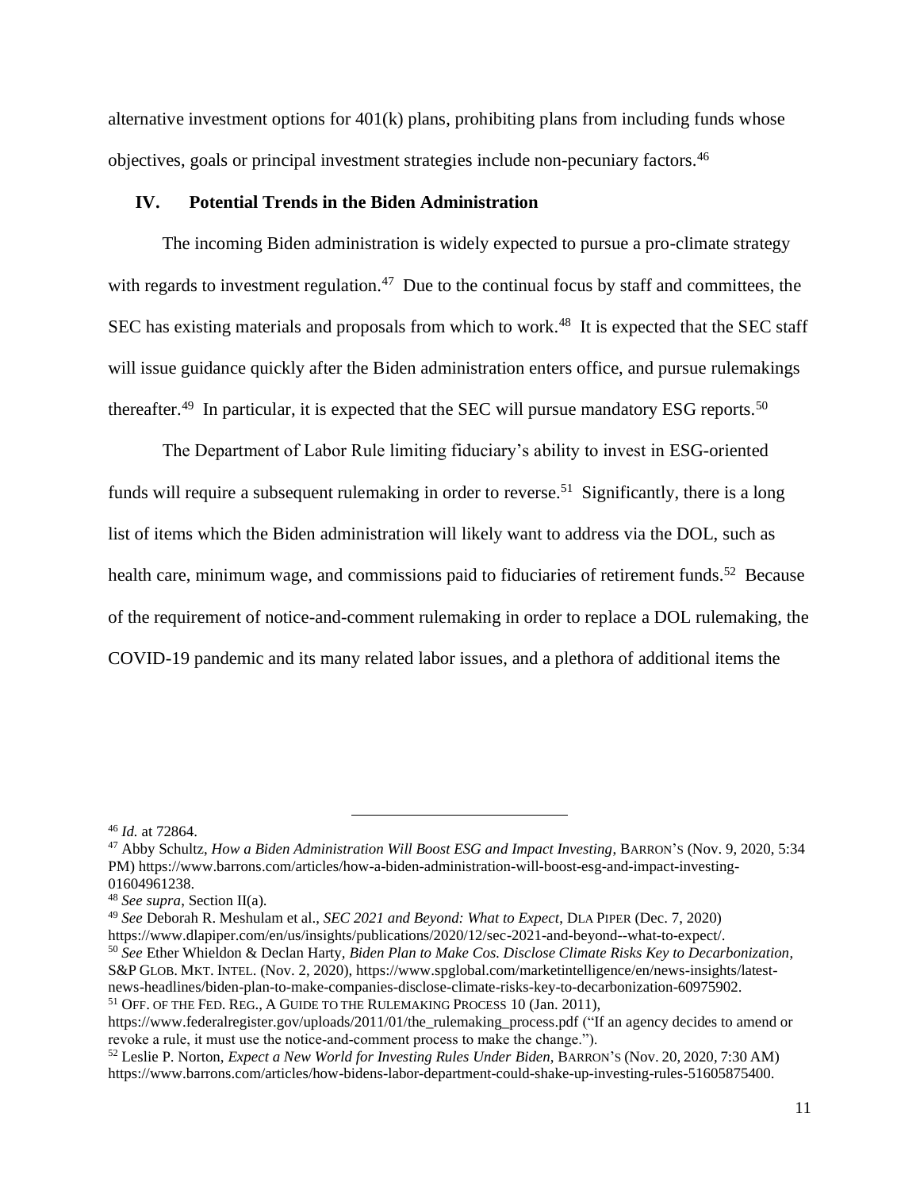alternative investment options for 401(k) plans, prohibiting plans from including funds whose objectives, goals or principal investment strategies include non-pecuniary factors.[46]

## IV. Potential Trends in the Biden Administration

The incoming Biden administration is widely expected to pursue a pro-climate strategy with regards to investment regulation.[47] Due to the continual focus by staff and committees, the SEC has existing materials and proposals from which to work.[48] It is expected that the SEC staff will issue guidance quickly after the Biden administration enters office, and pursue rulemakings thereafter.[49] In particular, it is expected that the SEC will pursue mandatory ESG reports.[50]

The Department of Labor Rule limiting fiduciary's ability to invest in ESG-oriented funds will require a subsequent rulemaking in order to reverse.[51] Significantly, there is a long list of items which the Biden administration will likely want to address via the DOL, such as health care, minimum wage, and commissions paid to fiduciaries of retirement funds.[52] Because of the requirement of notice-and-comment rulemaking in order to replace a DOL rulemaking, the COVID-19 pandemic and its many related labor issues, and a plethora of additional items the

---

[46] *Id.* at 72864.

[47] Abby Schultz, *How a Biden Administration Will Boost ESG and Impact Investing*, BARRON'S (Nov. 9, 2020, 5:34 PM) https://www.barrons.com/articles/how-a-biden-administration-will-boost-esg-and-impact-investing-01604961238.

[48] *See supra*, Section II(a).

[49] *See* Deborah R. Meshulam et al., *SEC 2021 and Beyond: What to Expect*, DLA PIPER (Dec. 7, 2020) https://www.dlapiper.com/en/us/insights/publications/2020/12/sec-2021-and-beyond--what-to-expect/.

[50] *See* Ether Whieldon & Declan Harty, *Biden Plan to Make Cos. Disclose Climate Risks Key to Decarbonization*, S&P GLOB. MKT. INTEL. (Nov. 2, 2020), https://www.spglobal.com/marketintelligence/en/news-insights/latest-news-headlines/biden-plan-to-make-companies-disclose-climate-risks-key-to-decarbonization-60975902.

[51] OFF. OF THE FED. REG., A GUIDE TO THE RULEMAKING PROCESS 10 (Jan. 2011), https://www.federalregister.gov/uploads/2011/01/the_rulemaking_process.pdf ("If an agency decides to amend or revoke a rule, it must use the notice-and-comment process to make the change.").

[52] Leslie P. Norton, *Expect a New World for Investing Rules Under Biden*, BARRON'S (Nov. 20, 2020, 7:30 AM) https://www.barrons.com/articles/how-bidens-labor-department-could-shake-up-investing-rules-51605875400.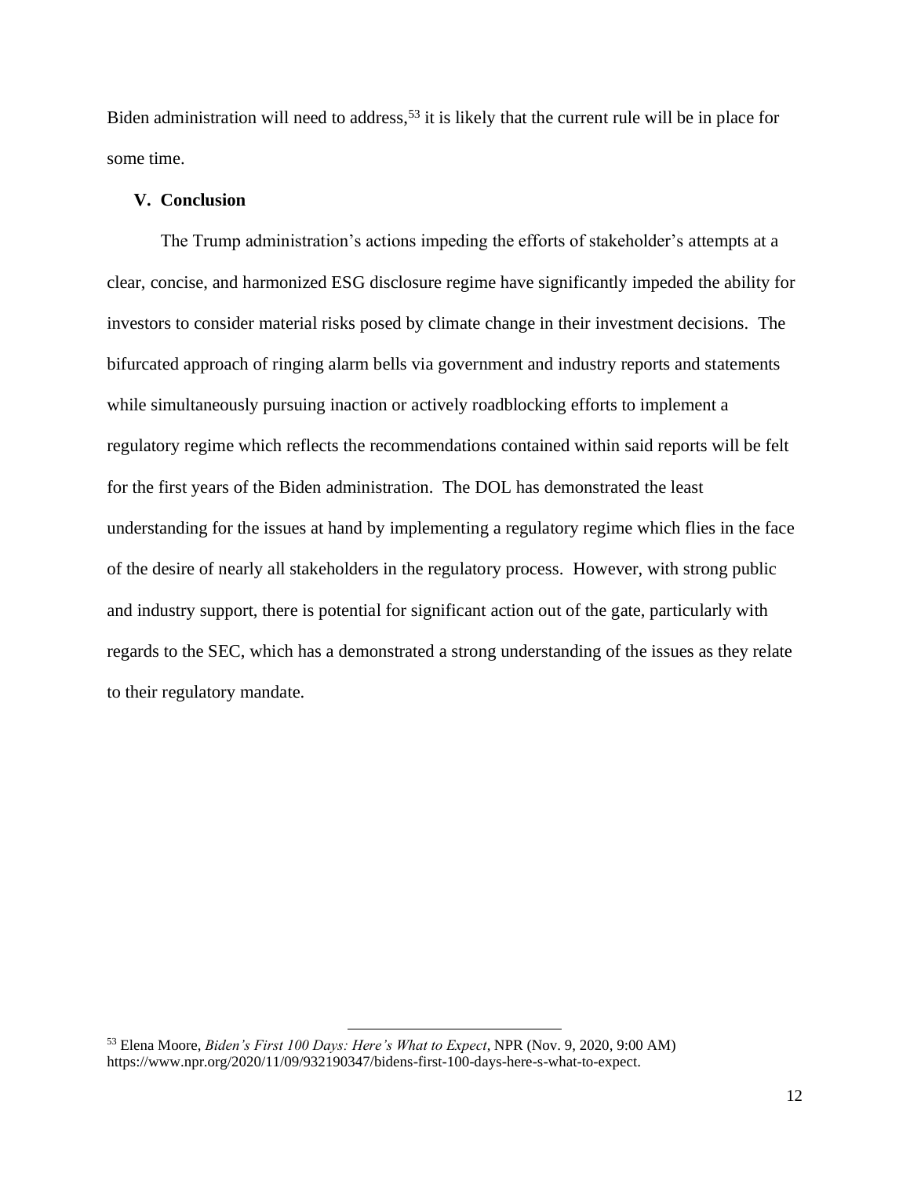Biden administration will need to address,[53] it is likely that the current rule will be in place for some time.

## V. Conclusion

The Trump administration's actions impeding the efforts of stakeholder's attempts at a clear, concise, and harmonized ESG disclosure regime have significantly impeded the ability for investors to consider material risks posed by climate change in their investment decisions. The bifurcated approach of ringing alarm bells via government and industry reports and statements while simultaneously pursuing inaction or actively roadblocking efforts to implement a regulatory regime which reflects the recommendations contained within said reports will be felt for the first years of the Biden administration. The DOL has demonstrated the least understanding for the issues at hand by implementing a regulatory regime which flies in the face of the desire of nearly all stakeholders in the regulatory process. However, with strong public and industry support, there is potential for significant action out of the gate, particularly with regards to the SEC, which has a demonstrated a strong understanding of the issues as they relate to their regulatory mandate.

---

[53] Elena Moore, *Biden's First 100 Days: Here's What to Expect*, NPR (Nov. 9, 2020, 9:00 AM) https://www.npr.org/2020/11/09/932190347/bidens-first-100-days-here-s-what-to-expect.